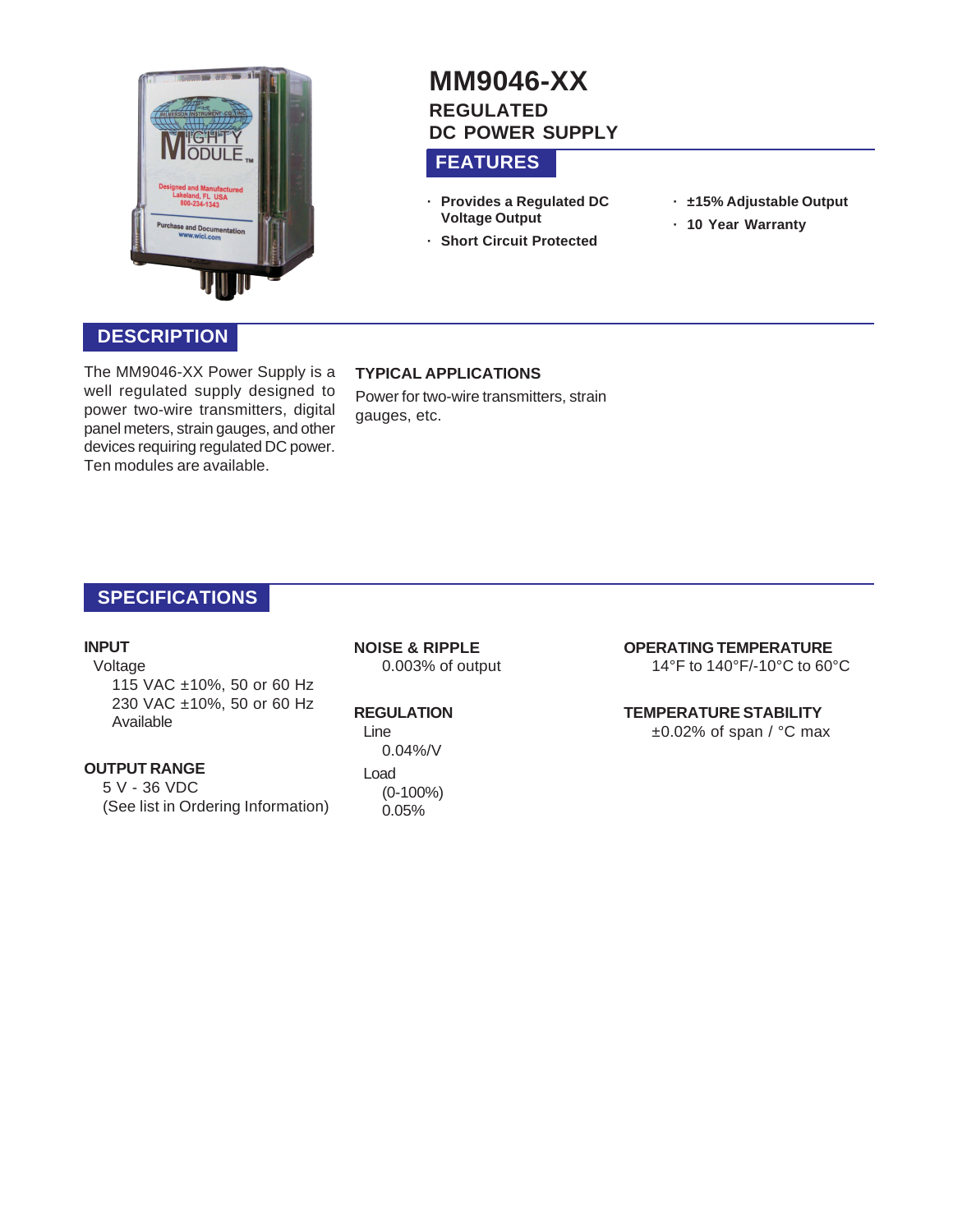# MM9046-XX

## REGULATED DC POWER SUPPLY

## FEATURES

- Provides a Regulated DC Voltage Output
- Short Circuit Protected
- ±15% Adjustable Output
- 10 Year Warranty

## DESCRIPTION

The MM9046-XX Power Supply is a well regulated supply designed to power two-wire transmitters, digital panel meters, strain gauges, and other devices requiring regulated DC power. Ten modules are available.

### TYPICAL APPLICATIONS

Power for two-wire transmitters, strain gauges, etc.

## SPECIFICATIONS

### INPUT

Voltage
- 115 VAC ±10%, 50 or 60 Hz
- 230 VAC ±10%, 50 or 60 Hz Available

### OUTPUT RANGE

5 V - 36 VDC
(See list in Ordering Information)

### NOISE & RIPPLE

0.003% of output

### REGULATION

Line
- 0.04%/V

Load
- (0-100%)
- 0.05%

### OPERATING TEMPERATURE

14°F to 140°F/-10°C to 60°C

### TEMPERATURE STABILITY

±0.02% of span / °C max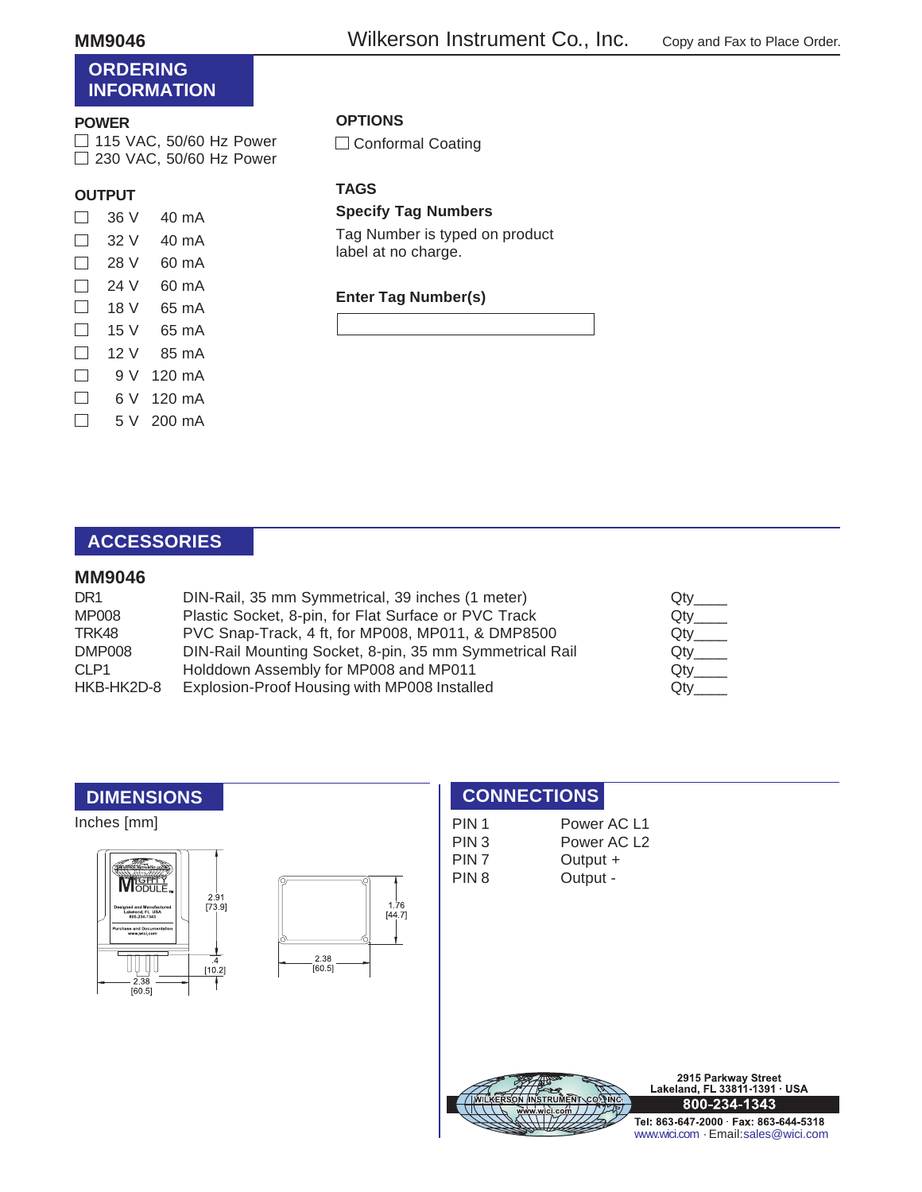Wilkerson Instrument Co., Inc. Copy and Fax to Place Order.

## ORDERING INFORMATION

### POWER

☐ 115 VAC, 50/60 Hz Power
☐ 230 VAC, 50/60 Hz Power

### OUTPUT

| | | |
|---|---|---|
| ☐ | 36 V | 40 mA |
| ☐ | 32 V | 40 mA |
| ☐ | 28 V | 60 mA |
| ☐ | 24 V | 60 mA |
| ☐ | 18 V | 65 mA |
| ☐ | 15 V | 65 mA |
| ☐ | 12 V | 85 mA |
| ☐ | 9 V | 120 mA |
| ☐ | 6 V | 120 mA |
| ☐ | 5 V | 200 mA |

### OPTIONS

☐ Conformal Coating

### TAGS

**Specify Tag Numbers**

Tag Number is typed on product label at no charge.

**Enter Tag Number(s)**

______________________

## ACCESSORIES

### MM9046

| | | |
|---|---|---|
| DR1 | DIN-Rail, 35 mm Symmetrical, 39 inches (1 meter) | Qty____ |
| MP008 | Plastic Socket, 8-pin, for Flat Surface or PVC Track | Qty____ |
| TRK48 | PVC Snap-Track, 4 ft, for MP008, MP011, & DMP8500 | Qty____ |
| DMP008 | DIN-Rail Mounting Socket, 8-pin, 35 mm Symmetrical Rail | Qty____ |
| CLP1 | Holddown Assembly for MP008 and MP011 | Qty____ |
| HKB-HK2D-8 | Explosion-Proof Housing with MP008 Installed | Qty____ |

## DIMENSIONS

Inches [mm]

MIGHTY MODULE
Designed and Manufactured
Lakeland, FL USA
800-234-1343
Purchase and Documentation
www.wici.com

2.91
[73.9]

.4
[10.2]

2.38
[60.5]

1.76
[44.7]

2.38
[60.5]

## CONNECTIONS

| | |
|---|---|
| PIN 1 | Power AC L1 |
| PIN 3 | Power AC L2 |
| PIN 7 | Output + |
| PIN 8 | Output - |

WILKERSON INSTRUMENT CO., INC.
www.wici.com

2915 Parkway Street
Lakeland, FL 33811-1391 · USA
800-234-1343
Tel: 863-647-2000 · Fax: 863-644-5318
www.wici.com · Email: sales@wici.com